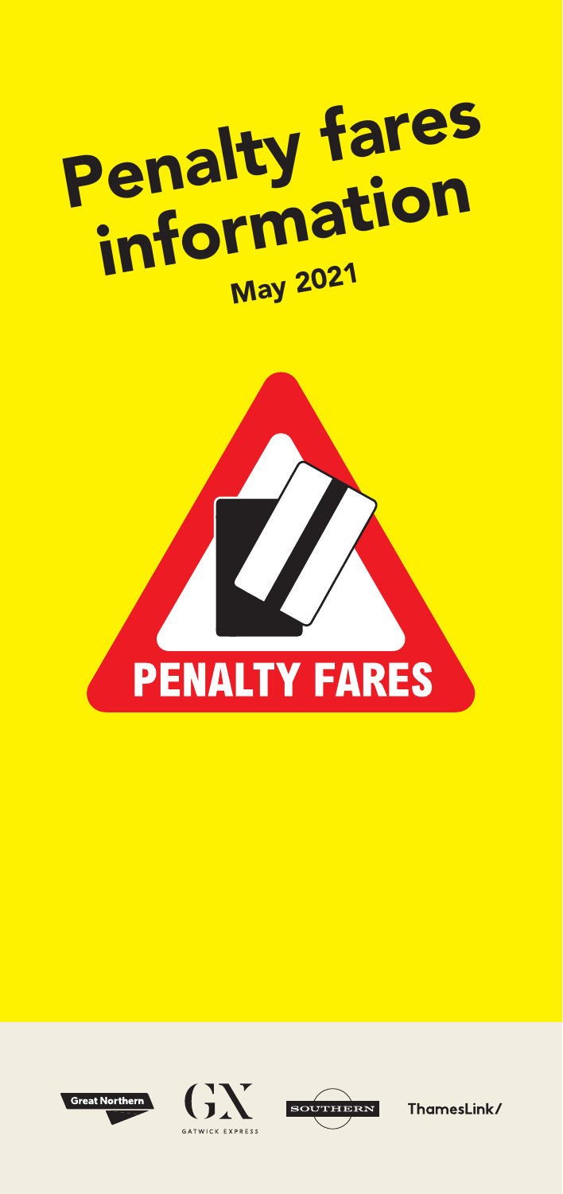# Penalty fares information

May 2021

PENALTY FARES

Great Northern

GX GATWICK EXPRESS

SOUTHERN

ThamesLink/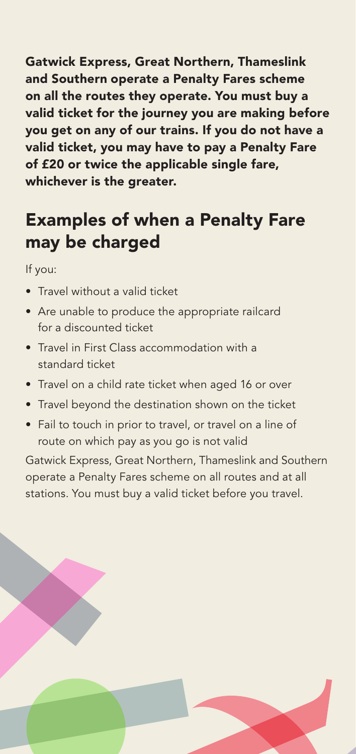**Gatwick Express, Great Northern, Thameslink and Southern operate a Penalty Fares scheme on all the routes they operate. You must buy a valid ticket for the journey you are making before you get on any of our trains. If you do not have a valid ticket, you may have to pay a Penalty Fare of £20 or twice the applicable single fare, whichever is the greater.**

## Examples of when a Penalty Fare may be charged

If you:

- Travel without a valid ticket
- Are unable to produce the appropriate railcard for a discounted ticket
- Travel in First Class accommodation with a standard ticket
- Travel on a child rate ticket when aged 16 or over
- Travel beyond the destination shown on the ticket
- Fail to touch in prior to travel, or travel on a line of route on which pay as you go is not valid

Gatwick Express, Great Northern, Thameslink and Southern operate a Penalty Fares scheme on all routes and at all stations. You must buy a valid ticket before you travel.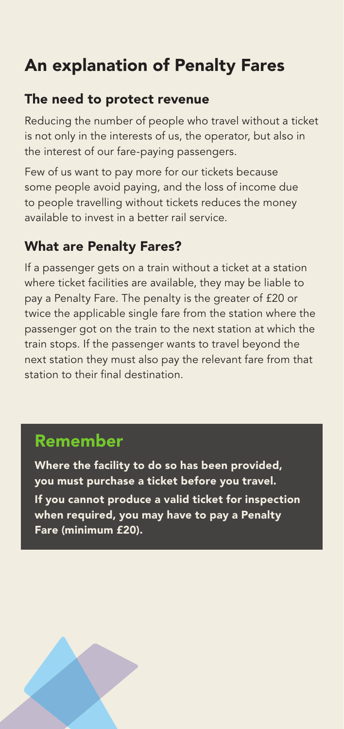# An explanation of Penalty Fares

## The need to protect revenue

Reducing the number of people who travel without a ticket is not only in the interests of us, the operator, but also in the interest of our fare-paying passengers.

Few of us want to pay more for our tickets because some people avoid paying, and the loss of income due to people travelling without tickets reduces the money available to invest in a better rail service.

## What are Penalty Fares?

If a passenger gets on a train without a ticket at a station where ticket facilities are available, they may be liable to pay a Penalty Fare. The penalty is the greater of £20 or twice the applicable single fare from the station where the passenger got on the train to the next station at which the train stops. If the passenger wants to travel beyond the next station they must also pay the relevant fare from that station to their final destination.

## Remember

**Where the facility to do so has been provided, you must purchase a ticket before you travel.**

**If you cannot produce a valid ticket for inspection when required, you may have to pay a Penalty Fare (minimum £20).**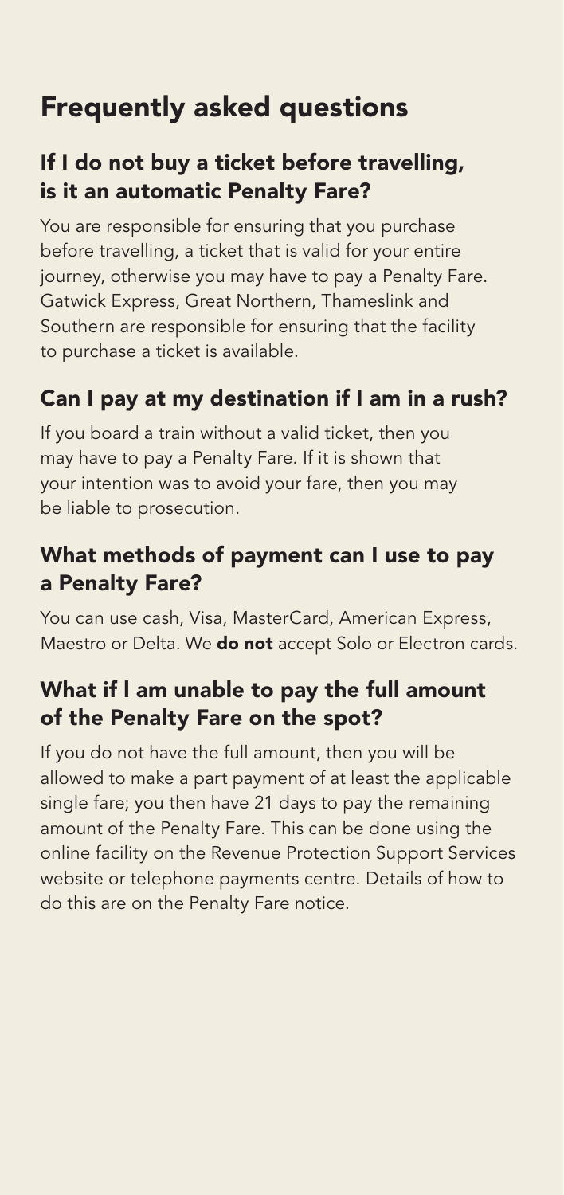# Frequently asked questions

## If I do not buy a ticket before travelling, is it an automatic Penalty Fare?

You are responsible for ensuring that you purchase before travelling, a ticket that is valid for your entire journey, otherwise you may have to pay a Penalty Fare. Gatwick Express, Great Northern, Thameslink and Southern are responsible for ensuring that the facility to purchase a ticket is available.

## Can I pay at my destination if I am in a rush?

If you board a train without a valid ticket, then you may have to pay a Penalty Fare. If it is shown that your intention was to avoid your fare, then you may be liable to prosecution.

## What methods of payment can I use to pay a Penalty Fare?

You can use cash, Visa, MasterCard, American Express, Maestro or Delta. We **do not** accept Solo or Electron cards.

## What if I am unable to pay the full amount of the Penalty Fare on the spot?

If you do not have the full amount, then you will be allowed to make a part payment of at least the applicable single fare; you then have 21 days to pay the remaining amount of the Penalty Fare. This can be done using the online facility on the Revenue Protection Support Services website or telephone payments centre. Details of how to do this are on the Penalty Fare notice.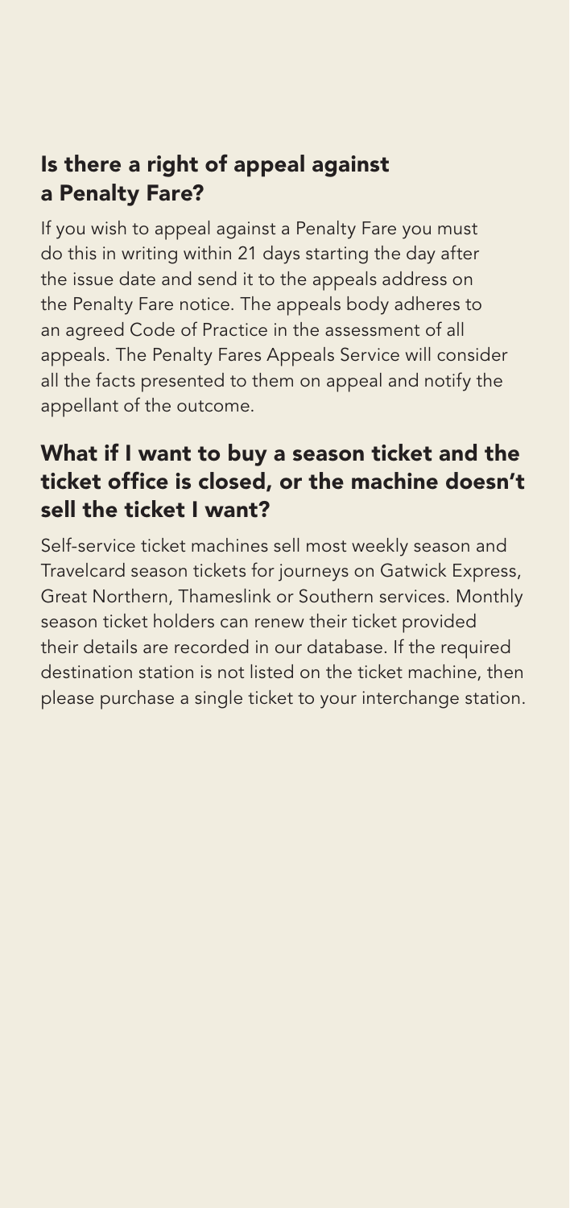## Is there a right of appeal against a Penalty Fare?

If you wish to appeal against a Penalty Fare you must do this in writing within 21 days starting the day after the issue date and send it to the appeals address on the Penalty Fare notice. The appeals body adheres to an agreed Code of Practice in the assessment of all appeals. The Penalty Fares Appeals Service will consider all the facts presented to them on appeal and notify the appellant of the outcome.

## What if I want to buy a season ticket and the ticket office is closed, or the machine doesn't sell the ticket I want?

Self-service ticket machines sell most weekly season and Travelcard season tickets for journeys on Gatwick Express, Great Northern, Thameslink or Southern services. Monthly season ticket holders can renew their ticket provided their details are recorded in our database. If the required destination station is not listed on the ticket machine, then please purchase a single ticket to your interchange station.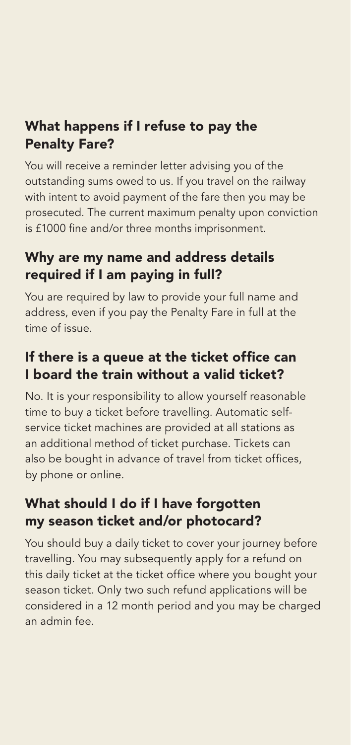## What happens if I refuse to pay the Penalty Fare?

You will receive a reminder letter advising you of the outstanding sums owed to us. If you travel on the railway with intent to avoid payment of the fare then you may be prosecuted. The current maximum penalty upon conviction is £1000 fine and/or three months imprisonment.

## Why are my name and address details required if I am paying in full?

You are required by law to provide your full name and address, even if you pay the Penalty Fare in full at the time of issue.

## If there is a queue at the ticket office can I board the train without a valid ticket?

No. It is your responsibility to allow yourself reasonable time to buy a ticket before travelling. Automatic self-service ticket machines are provided at all stations as an additional method of ticket purchase. Tickets can also be bought in advance of travel from ticket offices, by phone or online.

## What should I do if I have forgotten my season ticket and/or photocard?

You should buy a daily ticket to cover your journey before travelling. You may subsequently apply for a refund on this daily ticket at the ticket office where you bought your season ticket. Only two such refund applications will be considered in a 12 month period and you may be charged an admin fee.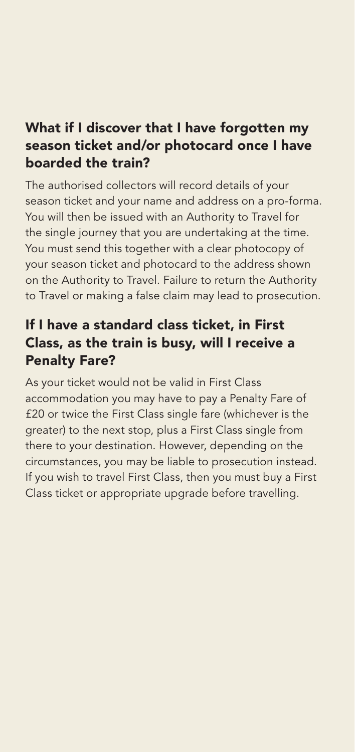## What if I discover that I have forgotten my season ticket and/or photocard once I have boarded the train?

The authorised collectors will record details of your season ticket and your name and address on a pro-forma. You will then be issued with an Authority to Travel for the single journey that you are undertaking at the time. You must send this together with a clear photocopy of your season ticket and photocard to the address shown on the Authority to Travel. Failure to return the Authority to Travel or making a false claim may lead to prosecution.

## If I have a standard class ticket, in First Class, as the train is busy, will I receive a Penalty Fare?

As your ticket would not be valid in First Class accommodation you may have to pay a Penalty Fare of £20 or twice the First Class single fare (whichever is the greater) to the next stop, plus a First Class single from there to your destination. However, depending on the circumstances, you may be liable to prosecution instead. If you wish to travel First Class, then you must buy a First Class ticket or appropriate upgrade before travelling.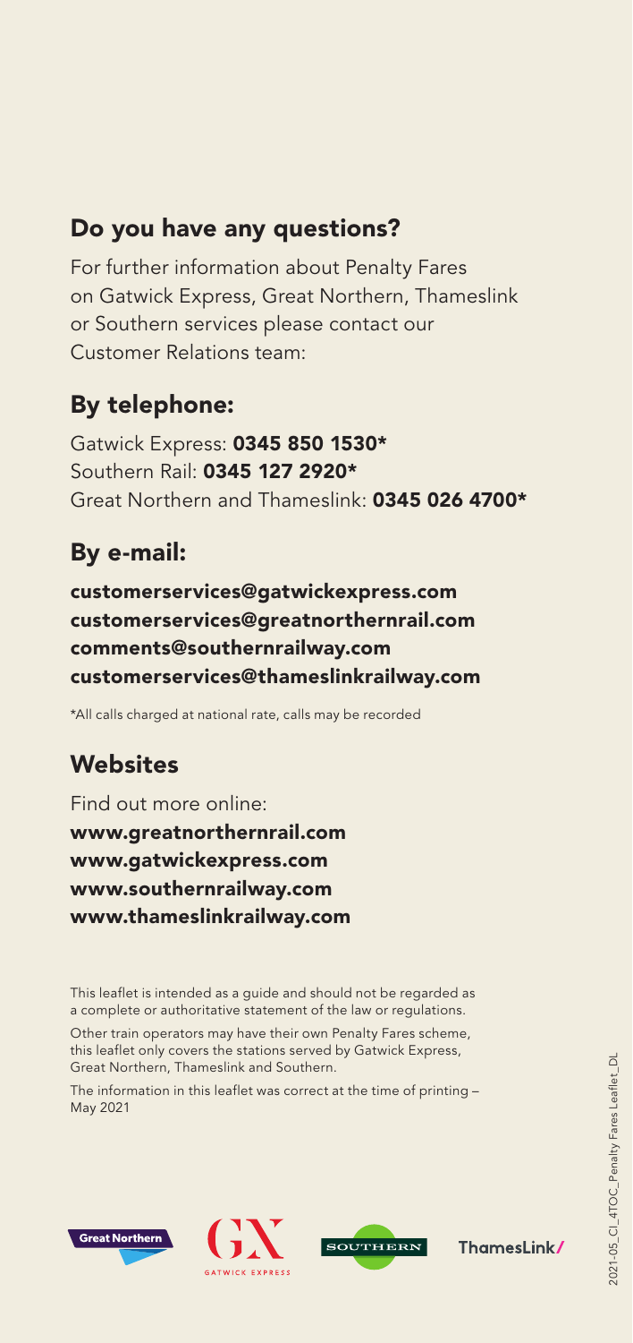## Do you have any questions?

For further information about Penalty Fares on Gatwick Express, Great Northern, Thameslink or Southern services please contact our Customer Relations team:

## By telephone:

Gatwick Express: **0345 850 1530***
Southern Rail: **0345 127 2920***
Great Northern and Thameslink: **0345 026 4700***

## By e-mail:

**customerservices@gatwickexpress.com**
**customerservices@greatnorthernrail.com**
**comments@southernrailway.com**
**customerservices@thameslinkrailway.com**

*All calls charged at national rate, calls may be recorded

## Websites

Find out more online:
**www.greatnorthernrail.com**
**www.gatwickexpress.com**
**www.southernrailway.com**
**www.thameslinkrailway.com**

This leaflet is intended as a guide and should not be regarded as a complete or authoritative statement of the law or regulations.

Other train operators may have their own Penalty Fares scheme, this leaflet only covers the stations served by Gatwick Express, Great Northern, Thameslink and Southern.

The information in this leaflet was correct at the time of printing – May 2021

Great Northern GX GATWICK EXPRESS SOUTHERN ThamesLink/

2021-05_CI_4TOC_Penalty Fares Leaflet_DL